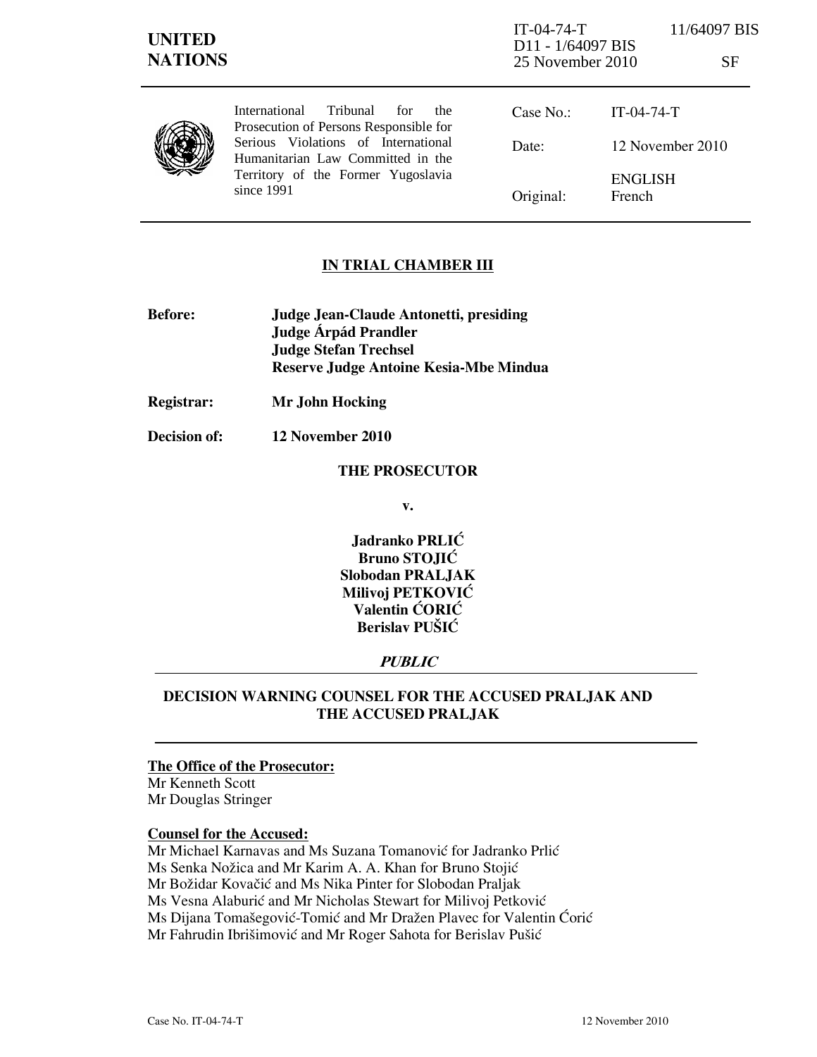IT-04-74-T 11/64097 BIS
D11 - 1/64097 BIS
25 November 2010 SF

**UNITED NATIONS**

International Tribunal for the Prosecution of Persons Responsible for Serious Violations of International Humanitarian Law Committed in the Territory of the Former Yugoslavia since 1991

| | |
|---|---|
| Case No.: | IT-04-74-T |
| Date: | 12 November 2010 |
| Original: | ENGLISH<br>French |

**IN TRIAL CHAMBER III**

**Before:** **Judge Jean-Claude Antonetti, presiding**
**Judge Árpád Prandler**
**Judge Stefan Trechsel**
**Reserve Judge Antoine Kesia-Mbe Mindua**

**Registrar:** **Mr John Hocking**

**Decision of:** **12 November 2010**

**THE PROSECUTOR**

**v.**

**Jadranko PRLIĆ**
**Bruno STOJIĆ**
**Slobodan PRALJAK**
**Milivoj PETKOVIĆ**
**Valentin ĆORIĆ**
**Berislav PUŠIĆ**

***PUBLIC***

**DECISION WARNING COUNSEL FOR THE ACCUSED PRALJAK AND THE ACCUSED PRALJAK**

**The Office of the Prosecutor:**
Mr Kenneth Scott
Mr Douglas Stringer

**Counsel for the Accused:**
Mr Michael Karnavas and Ms Suzana Tomanović for Jadranko Prlić
Ms Senka Nožica and Mr Karim A. A. Khan for Bruno Stojić
Mr Božidar Kovačić and Ms Nika Pinter for Slobodan Praljak
Ms Vesna Alaburić and Mr Nicholas Stewart for Milivoj Petković
Ms Dijana Tomašegović-Tomić and Mr Dražen Plavec for Valentin Ćorić
Mr Fahrudin Ibrišimović and Mr Roger Sahota for Berislav Pušić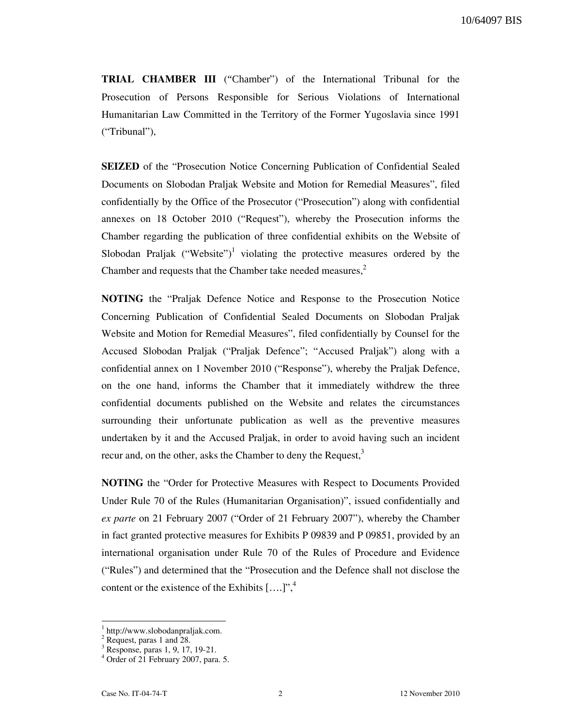**TRIAL CHAMBER III** ("Chamber") of the International Tribunal for the Prosecution of Persons Responsible for Serious Violations of International Humanitarian Law Committed in the Territory of the Former Yugoslavia since 1991 ("Tribunal"),

**SEIZED** of the "Prosecution Notice Concerning Publication of Confidential Sealed Documents on Slobodan Praljak Website and Motion for Remedial Measures", filed confidentially by the Office of the Prosecutor ("Prosecution") along with confidential annexes on 18 October 2010 ("Request"), whereby the Prosecution informs the Chamber regarding the publication of three confidential exhibits on the Website of Slobodan Praljak ("Website")[1] violating the protective measures ordered by the Chamber and requests that the Chamber take needed measures,[2]

**NOTING** the "Praljak Defence Notice and Response to the Prosecution Notice Concerning Publication of Confidential Sealed Documents on Slobodan Praljak Website and Motion for Remedial Measures", filed confidentially by Counsel for the Accused Slobodan Praljak ("Praljak Defence"; "Accused Praljak") along with a confidential annex on 1 November 2010 ("Response"), whereby the Praljak Defence, on the one hand, informs the Chamber that it immediately withdrew the three confidential documents published on the Website and relates the circumstances surrounding their unfortunate publication as well as the preventive measures undertaken by it and the Accused Praljak, in order to avoid having such an incident recur and, on the other, asks the Chamber to deny the Request,[3]

**NOTING** the "Order for Protective Measures with Respect to Documents Provided Under Rule 70 of the Rules (Humanitarian Organisation)", issued confidentially and *ex parte* on 21 February 2007 ("Order of 21 February 2007"), whereby the Chamber in fact granted protective measures for Exhibits P 09839 and P 09851, provided by an international organisation under Rule 70 of the Rules of Procedure and Evidence ("Rules") and determined that the "Prosecution and the Defence shall not disclose the content or the existence of the Exhibits [….]",[4]

---

[1] http://www.slobodanpraljak.com.

[2] Request, paras 1 and 28.

[3] Response, paras 1, 9, 17, 19-21.

[4] Order of 21 February 2007, para. 5.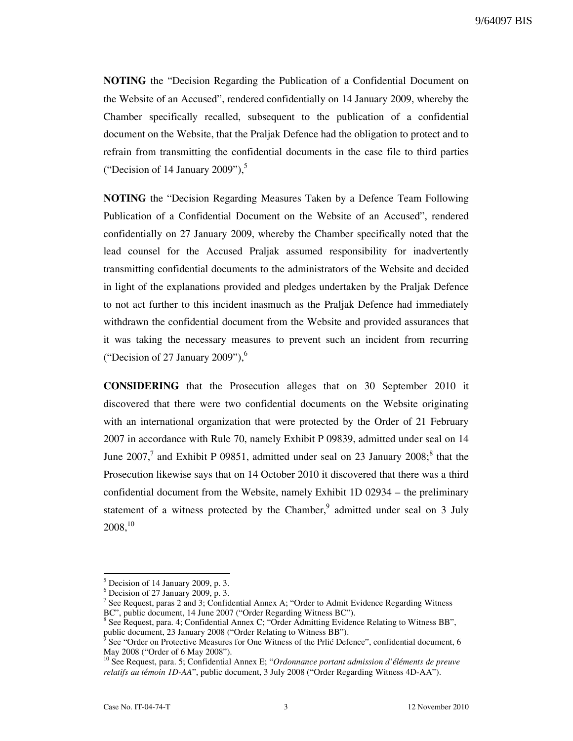**NOTING** the "Decision Regarding the Publication of a Confidential Document on the Website of an Accused", rendered confidentially on 14 January 2009, whereby the Chamber specifically recalled, subsequent to the publication of a confidential document on the Website, that the Praljak Defence had the obligation to protect and to refrain from transmitting the confidential documents in the case file to third parties ("Decision of 14 January 2009"),[5]

**NOTING** the "Decision Regarding Measures Taken by a Defence Team Following Publication of a Confidential Document on the Website of an Accused", rendered confidentially on 27 January 2009, whereby the Chamber specifically noted that the lead counsel for the Accused Praljak assumed responsibility for inadvertently transmitting confidential documents to the administrators of the Website and decided in light of the explanations provided and pledges undertaken by the Praljak Defence to not act further to this incident inasmuch as the Praljak Defence had immediately withdrawn the confidential document from the Website and provided assurances that it was taking the necessary measures to prevent such an incident from recurring ("Decision of 27 January 2009"),[6]

**CONSIDERING** that the Prosecution alleges that on 30 September 2010 it discovered that there were two confidential documents on the Website originating with an international organization that were protected by the Order of 21 February 2007 in accordance with Rule 70, namely Exhibit P 09839, admitted under seal on 14 June 2007,[7] and Exhibit P 09851, admitted under seal on 23 January 2008;[8] that the Prosecution likewise says that on 14 October 2010 it discovered that there was a third confidential document from the Website, namely Exhibit 1D 02934 – the preliminary statement of a witness protected by the Chamber,[9] admitted under seal on 3 July 2008,[10]

---

[5] Decision of 14 January 2009, p. 3.

[6] Decision of 27 January 2009, p. 3.

[7] See Request, paras 2 and 3; Confidential Annex A; "Order to Admit Evidence Regarding Witness BC", public document, 14 June 2007 ("Order Regarding Witness BC").

[8] See Request, para. 4; Confidential Annex C; "Order Admitting Evidence Relating to Witness BB", public document, 23 January 2008 ("Order Relating to Witness BB").

[9] See "Order on Protective Measures for One Witness of the Prlić Defence", confidential document, 6 May 2008 ("Order of 6 May 2008").

[10] See Request, para. 5; Confidential Annex E; "*Ordonnance portant admission d'éléments de preuve relatifs au témoin 1D-AA*", public document, 3 July 2008 ("Order Regarding Witness 4D-AA").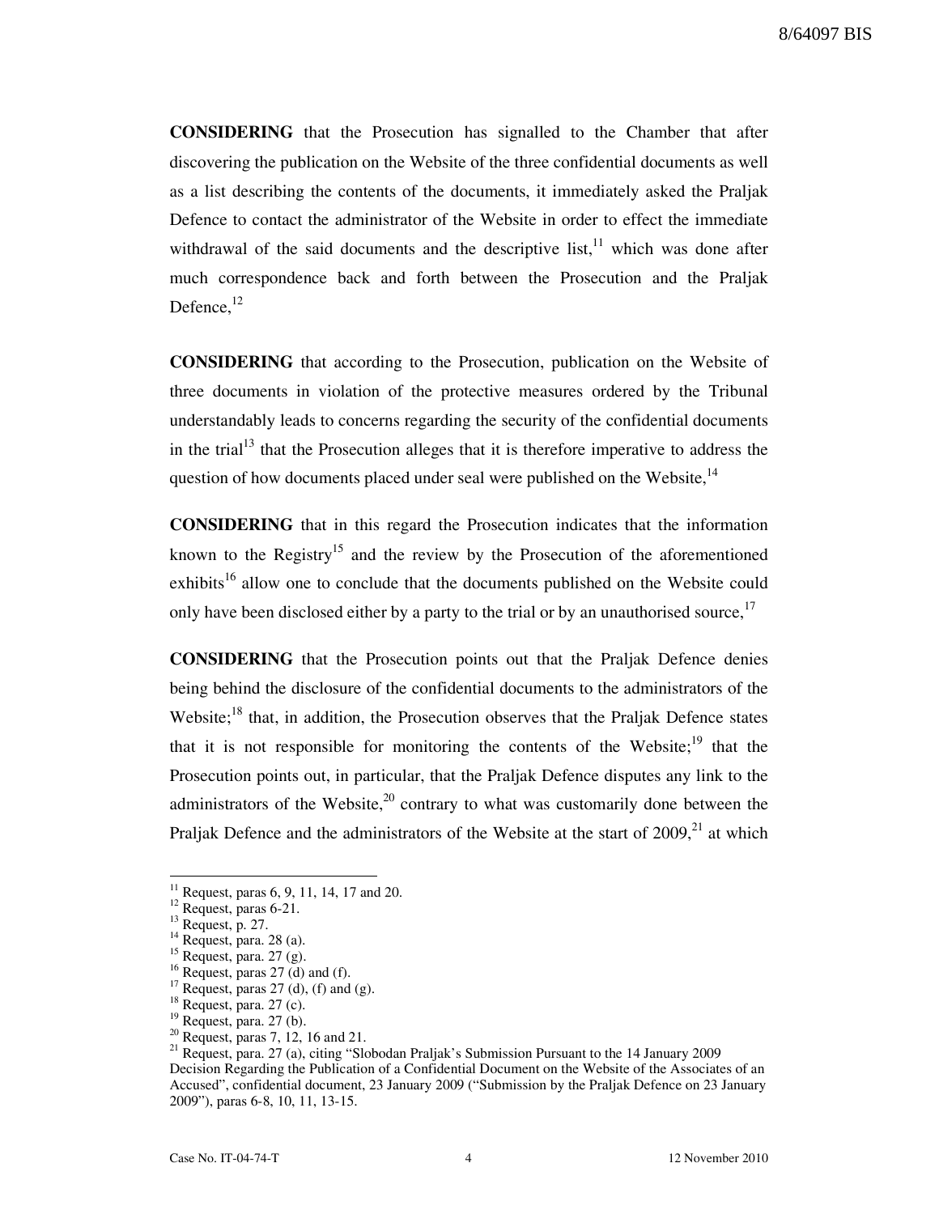**CONSIDERING** that the Prosecution has signalled to the Chamber that after discovering the publication on the Website of the three confidential documents as well as a list describing the contents of the documents, it immediately asked the Praljak Defence to contact the administrator of the Website in order to effect the immediate withdrawal of the said documents and the descriptive list,[11] which was done after much correspondence back and forth between the Prosecution and the Praljak Defence,[12]

**CONSIDERING** that according to the Prosecution, publication on the Website of three documents in violation of the protective measures ordered by the Tribunal understandably leads to concerns regarding the security of the confidential documents in the trial[13] that the Prosecution alleges that it is therefore imperative to address the question of how documents placed under seal were published on the Website,[14]

**CONSIDERING** that in this regard the Prosecution indicates that the information known to the Registry[15] and the review by the Prosecution of the aforementioned exhibits[16] allow one to conclude that the documents published on the Website could only have been disclosed either by a party to the trial or by an unauthorised source,[17]

**CONSIDERING** that the Prosecution points out that the Praljak Defence denies being behind the disclosure of the confidential documents to the administrators of the Website;[18] that, in addition, the Prosecution observes that the Praljak Defence states that it is not responsible for monitoring the contents of the Website;[19] that the Prosecution points out, in particular, that the Praljak Defence disputes any link to the administrators of the Website,[20] contrary to what was customarily done between the Praljak Defence and the administrators of the Website at the start of 2009,[21] at which

---

[11] Request, paras 6, 9, 11, 14, 17 and 20.
[12] Request, paras 6-21.
[13] Request, p. 27.
[14] Request, para. 28 (a).
[15] Request, para. 27 (g).
[16] Request, paras 27 (d) and (f).
[17] Request, paras 27 (d), (f) and (g).
[18] Request, para. 27 (c).
[19] Request, para. 27 (b).
[20] Request, paras 7, 12, 16 and 21.
[21] Request, para. 27 (a), citing "Slobodan Praljak's Submission Pursuant to the 14 January 2009 Decision Regarding the Publication of a Confidential Document on the Website of the Associates of an Accused", confidential document, 23 January 2009 ("Submission by the Praljak Defence on 23 January 2009"), paras 6-8, 10, 11, 13-15.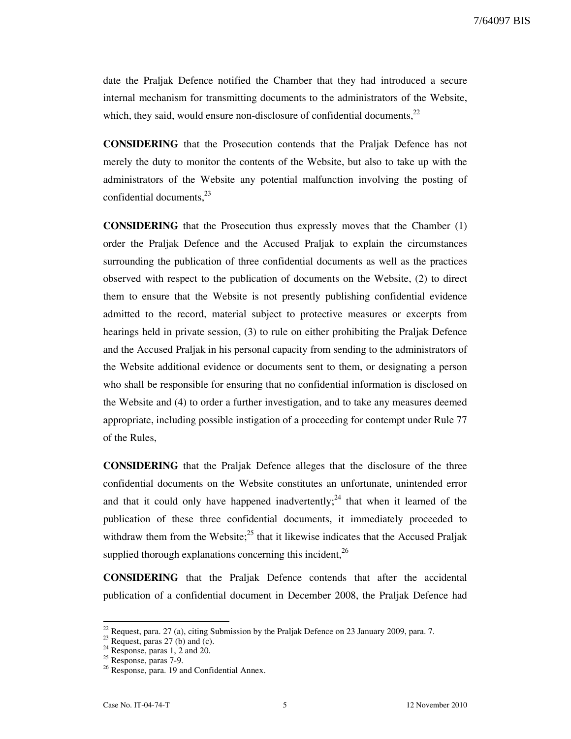date the Praljak Defence notified the Chamber that they had introduced a secure internal mechanism for transmitting documents to the administrators of the Website, which, they said, would ensure non-disclosure of confidential documents,[22]

**CONSIDERING** that the Prosecution contends that the Praljak Defence has not merely the duty to monitor the contents of the Website, but also to take up with the administrators of the Website any potential malfunction involving the posting of confidential documents,[23]

**CONSIDERING** that the Prosecution thus expressly moves that the Chamber (1) order the Praljak Defence and the Accused Praljak to explain the circumstances surrounding the publication of three confidential documents as well as the practices observed with respect to the publication of documents on the Website, (2) to direct them to ensure that the Website is not presently publishing confidential evidence admitted to the record, material subject to protective measures or excerpts from hearings held in private session, (3) to rule on either prohibiting the Praljak Defence and the Accused Praljak in his personal capacity from sending to the administrators of the Website additional evidence or documents sent to them, or designating a person who shall be responsible for ensuring that no confidential information is disclosed on the Website and (4) to order a further investigation, and to take any measures deemed appropriate, including possible instigation of a proceeding for contempt under Rule 77 of the Rules,

**CONSIDERING** that the Praljak Defence alleges that the disclosure of the three confidential documents on the Website constitutes an unfortunate, unintended error and that it could only have happened inadvertently;[24] that when it learned of the publication of these three confidential documents, it immediately proceeded to withdraw them from the Website;[25] that it likewise indicates that the Accused Praljak supplied thorough explanations concerning this incident,[26]

**CONSIDERING** that the Praljak Defence contends that after the accidental publication of a confidential document in December 2008, the Praljak Defence had

---

[22] Request, para. 27 (a), citing Submission by the Praljak Defence on 23 January 2009, para. 7.

[23] Request, paras 27 (b) and (c).

[24] Response, paras 1, 2 and 20.

[25] Response, paras 7-9.

[26] Response, para. 19 and Confidential Annex.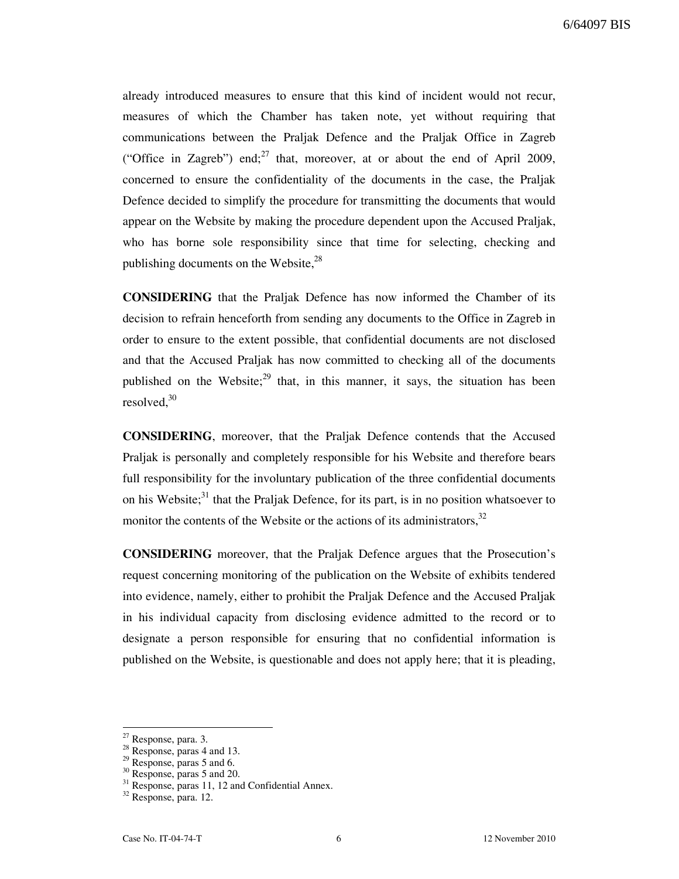already introduced measures to ensure that this kind of incident would not recur, measures of which the Chamber has taken note, yet without requiring that communications between the Praljak Defence and the Praljak Office in Zagreb ("Office in Zagreb") end;[27] that, moreover, at or about the end of April 2009, concerned to ensure the confidentiality of the documents in the case, the Praljak Defence decided to simplify the procedure for transmitting the documents that would appear on the Website by making the procedure dependent upon the Accused Praljak, who has borne sole responsibility since that time for selecting, checking and publishing documents on the Website,[28]

**CONSIDERING** that the Praljak Defence has now informed the Chamber of its decision to refrain henceforth from sending any documents to the Office in Zagreb in order to ensure to the extent possible, that confidential documents are not disclosed and that the Accused Praljak has now committed to checking all of the documents published on the Website;[29] that, in this manner, it says, the situation has been resolved,[30]

**CONSIDERING**, moreover, that the Praljak Defence contends that the Accused Praljak is personally and completely responsible for his Website and therefore bears full responsibility for the involuntary publication of the three confidential documents on his Website;[31] that the Praljak Defence, for its part, is in no position whatsoever to monitor the contents of the Website or the actions of its administrators,[32]

**CONSIDERING** moreover, that the Praljak Defence argues that the Prosecution's request concerning monitoring of the publication on the Website of exhibits tendered into evidence, namely, either to prohibit the Praljak Defence and the Accused Praljak in his individual capacity from disclosing evidence admitted to the record or to designate a person responsible for ensuring that no confidential information is published on the Website, is questionable and does not apply here; that it is pleading,

---

[27] Response, para. 3.

[28] Response, paras 4 and 13.

[29] Response, paras 5 and 6.

[30] Response, paras 5 and 20.

[31] Response, paras 11, 12 and Confidential Annex.

[32] Response, para. 12.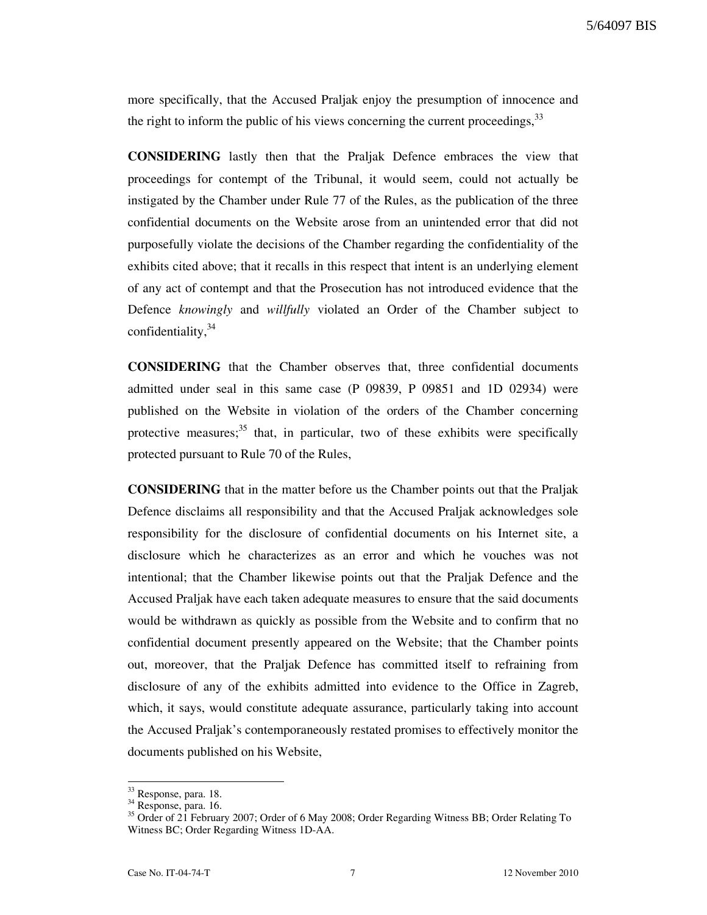more specifically, that the Accused Praljak enjoy the presumption of innocence and the right to inform the public of his views concerning the current proceedings,[33]

**CONSIDERING** lastly then that the Praljak Defence embraces the view that proceedings for contempt of the Tribunal, it would seem, could not actually be instigated by the Chamber under Rule 77 of the Rules, as the publication of the three confidential documents on the Website arose from an unintended error that did not purposefully violate the decisions of the Chamber regarding the confidentiality of the exhibits cited above; that it recalls in this respect that intent is an underlying element of any act of contempt and that the Prosecution has not introduced evidence that the Defence *knowingly* and *willfully* violated an Order of the Chamber subject to confidentiality,[34]

**CONSIDERING** that the Chamber observes that, three confidential documents admitted under seal in this same case (P 09839, P 09851 and 1D 02934) were published on the Website in violation of the orders of the Chamber concerning protective measures;[35] that, in particular, two of these exhibits were specifically protected pursuant to Rule 70 of the Rules,

**CONSIDERING** that in the matter before us the Chamber points out that the Praljak Defence disclaims all responsibility and that the Accused Praljak acknowledges sole responsibility for the disclosure of confidential documents on his Internet site, a disclosure which he characterizes as an error and which he vouches was not intentional; that the Chamber likewise points out that the Praljak Defence and the Accused Praljak have each taken adequate measures to ensure that the said documents would be withdrawn as quickly as possible from the Website and to confirm that no confidential document presently appeared on the Website; that the Chamber points out, moreover, that the Praljak Defence has committed itself to refraining from disclosure of any of the exhibits admitted into evidence to the Office in Zagreb, which, it says, would constitute adequate assurance, particularly taking into account the Accused Praljak's contemporaneously restated promises to effectively monitor the documents published on his Website,

---

[33] Response, para. 18.

[34] Response, para. 16.

[35] Order of 21 February 2007; Order of 6 May 2008; Order Regarding Witness BB; Order Relating To Witness BC; Order Regarding Witness 1D-AA.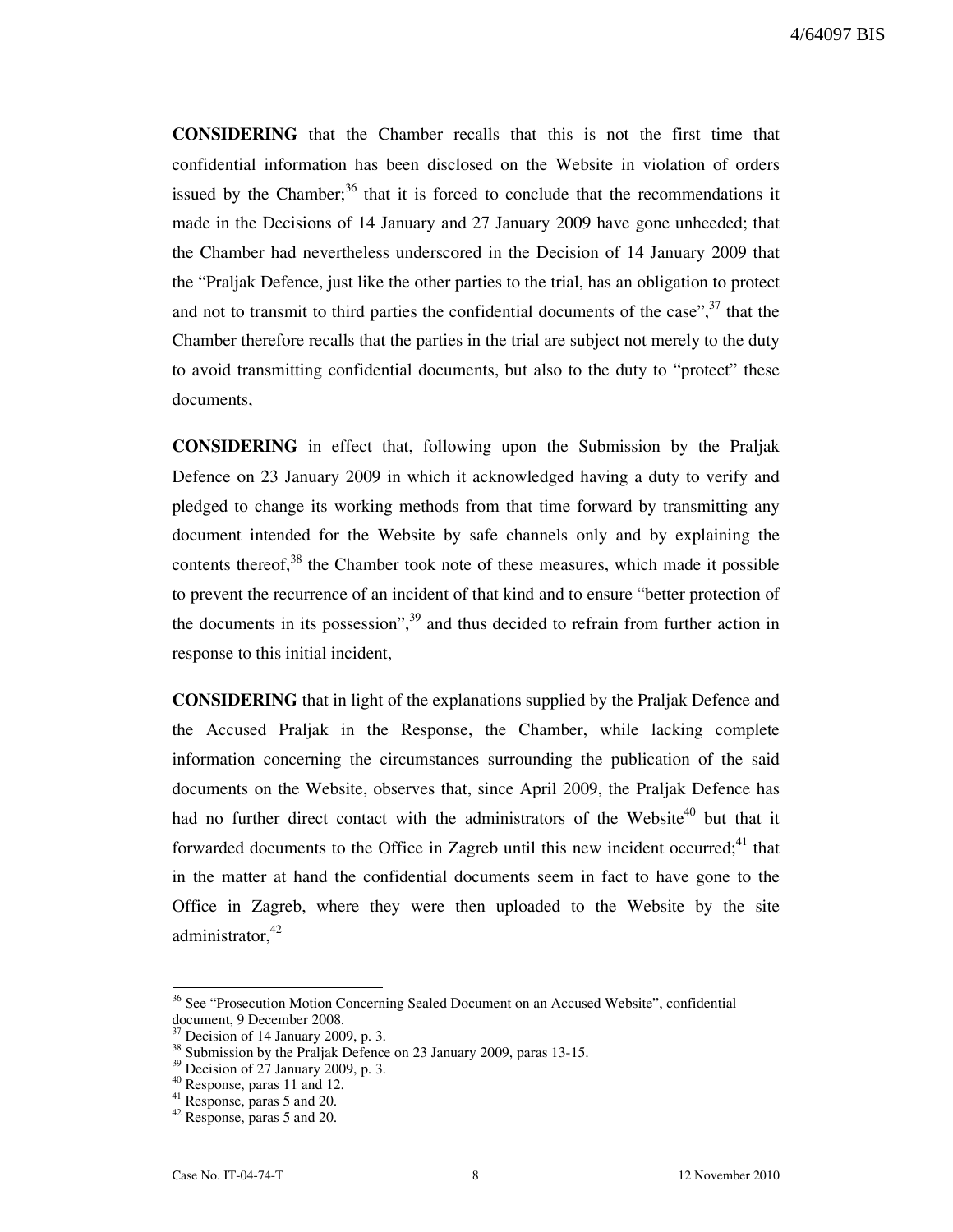**CONSIDERING** that the Chamber recalls that this is not the first time that confidential information has been disclosed on the Website in violation of orders issued by the Chamber;[36] that it is forced to conclude that the recommendations it made in the Decisions of 14 January and 27 January 2009 have gone unheeded; that the Chamber had nevertheless underscored in the Decision of 14 January 2009 that the "Praljak Defence, just like the other parties to the trial, has an obligation to protect and not to transmit to third parties the confidential documents of the case",[37] that the Chamber therefore recalls that the parties in the trial are subject not merely to the duty to avoid transmitting confidential documents, but also to the duty to "protect" these documents,

**CONSIDERING** in effect that, following upon the Submission by the Praljak Defence on 23 January 2009 in which it acknowledged having a duty to verify and pledged to change its working methods from that time forward by transmitting any document intended for the Website by safe channels only and by explaining the contents thereof,[38] the Chamber took note of these measures, which made it possible to prevent the recurrence of an incident of that kind and to ensure "better protection of the documents in its possession",[39] and thus decided to refrain from further action in response to this initial incident,

**CONSIDERING** that in light of the explanations supplied by the Praljak Defence and the Accused Praljak in the Response, the Chamber, while lacking complete information concerning the circumstances surrounding the publication of the said documents on the Website, observes that, since April 2009, the Praljak Defence has had no further direct contact with the administrators of the Website[40] but that it forwarded documents to the Office in Zagreb until this new incident occurred;[41] that in the matter at hand the confidential documents seem in fact to have gone to the Office in Zagreb, where they were then uploaded to the Website by the site administrator,[42]

---

[36] See "Prosecution Motion Concerning Sealed Document on an Accused Website", confidential document, 9 December 2008.
[37] Decision of 14 January 2009, p. 3.
[38] Submission by the Praljak Defence on 23 January 2009, paras 13-15.
[39] Decision of 27 January 2009, p. 3.
[40] Response, paras 11 and 12.
[41] Response, paras 5 and 20.
[42] Response, paras 5 and 20.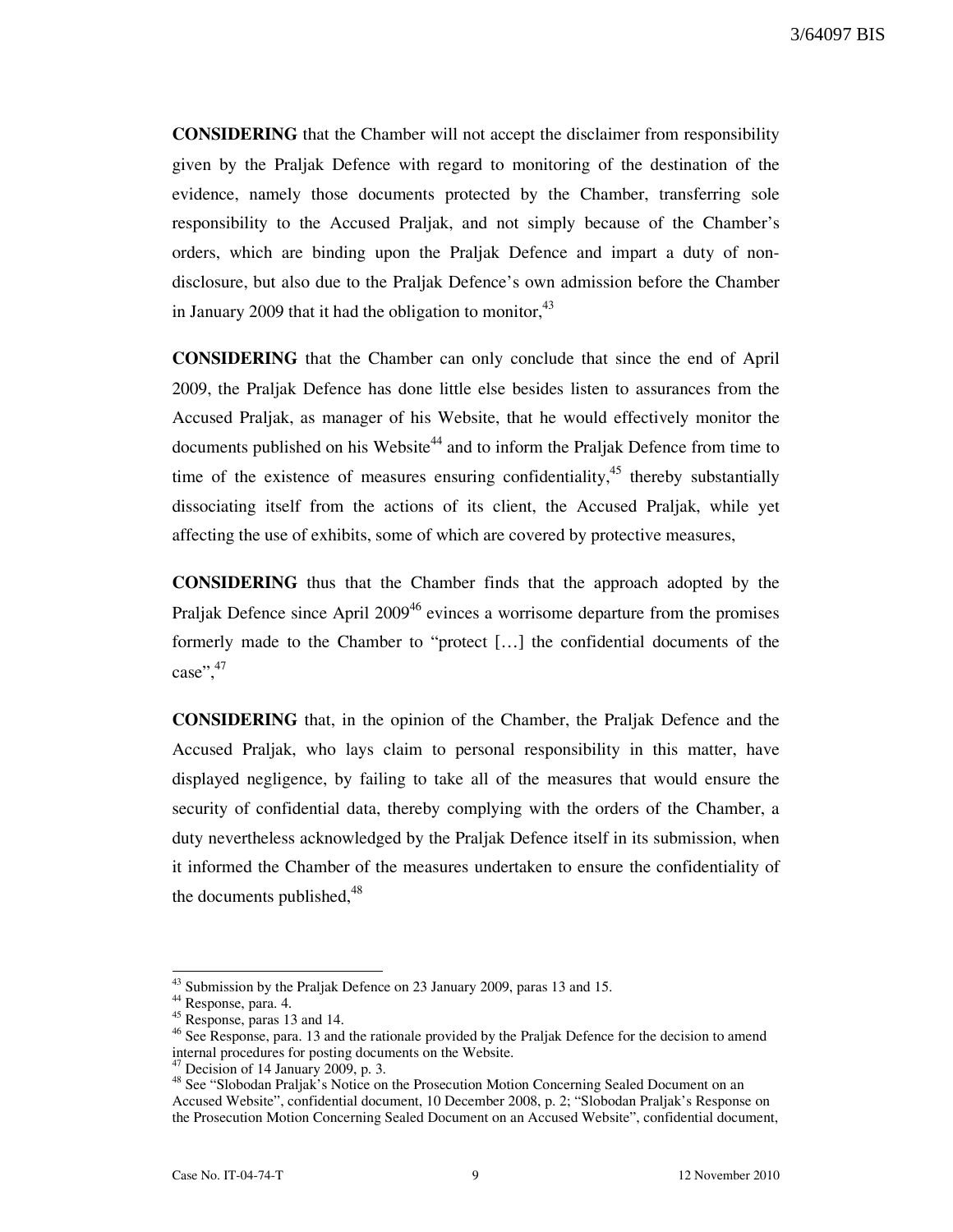**CONSIDERING** that the Chamber will not accept the disclaimer from responsibility given by the Praljak Defence with regard to monitoring of the destination of the evidence, namely those documents protected by the Chamber, transferring sole responsibility to the Accused Praljak, and not simply because of the Chamber's orders, which are binding upon the Praljak Defence and impart a duty of non-disclosure, but also due to the Praljak Defence's own admission before the Chamber in January 2009 that it had the obligation to monitor,[43]

**CONSIDERING** that the Chamber can only conclude that since the end of April 2009, the Praljak Defence has done little else besides listen to assurances from the Accused Praljak, as manager of his Website, that he would effectively monitor the documents published on his Website[44] and to inform the Praljak Defence from time to time of the existence of measures ensuring confidentiality,[45] thereby substantially dissociating itself from the actions of its client, the Accused Praljak, while yet affecting the use of exhibits, some of which are covered by protective measures,

**CONSIDERING** thus that the Chamber finds that the approach adopted by the Praljak Defence since April 2009[46] evinces a worrisome departure from the promises formerly made to the Chamber to "protect […] the confidential documents of the case",[47]

**CONSIDERING** that, in the opinion of the Chamber, the Praljak Defence and the Accused Praljak, who lays claim to personal responsibility in this matter, have displayed negligence, by failing to take all of the measures that would ensure the security of confidential data, thereby complying with the orders of the Chamber, a duty nevertheless acknowledged by the Praljak Defence itself in its submission, when it informed the Chamber of the measures undertaken to ensure the confidentiality of the documents published,[48]

---

[43] Submission by the Praljak Defence on 23 January 2009, paras 13 and 15.

[44] Response, para. 4.

[45] Response, paras 13 and 14.

[46] See Response, para. 13 and the rationale provided by the Praljak Defence for the decision to amend internal procedures for posting documents on the Website.

[47] Decision of 14 January 2009, p. 3.

[48] See "Slobodan Praljak's Notice on the Prosecution Motion Concerning Sealed Document on an Accused Website", confidential document, 10 December 2008, p. 2; "Slobodan Praljak's Response on the Prosecution Motion Concerning Sealed Document on an Accused Website", confidential document,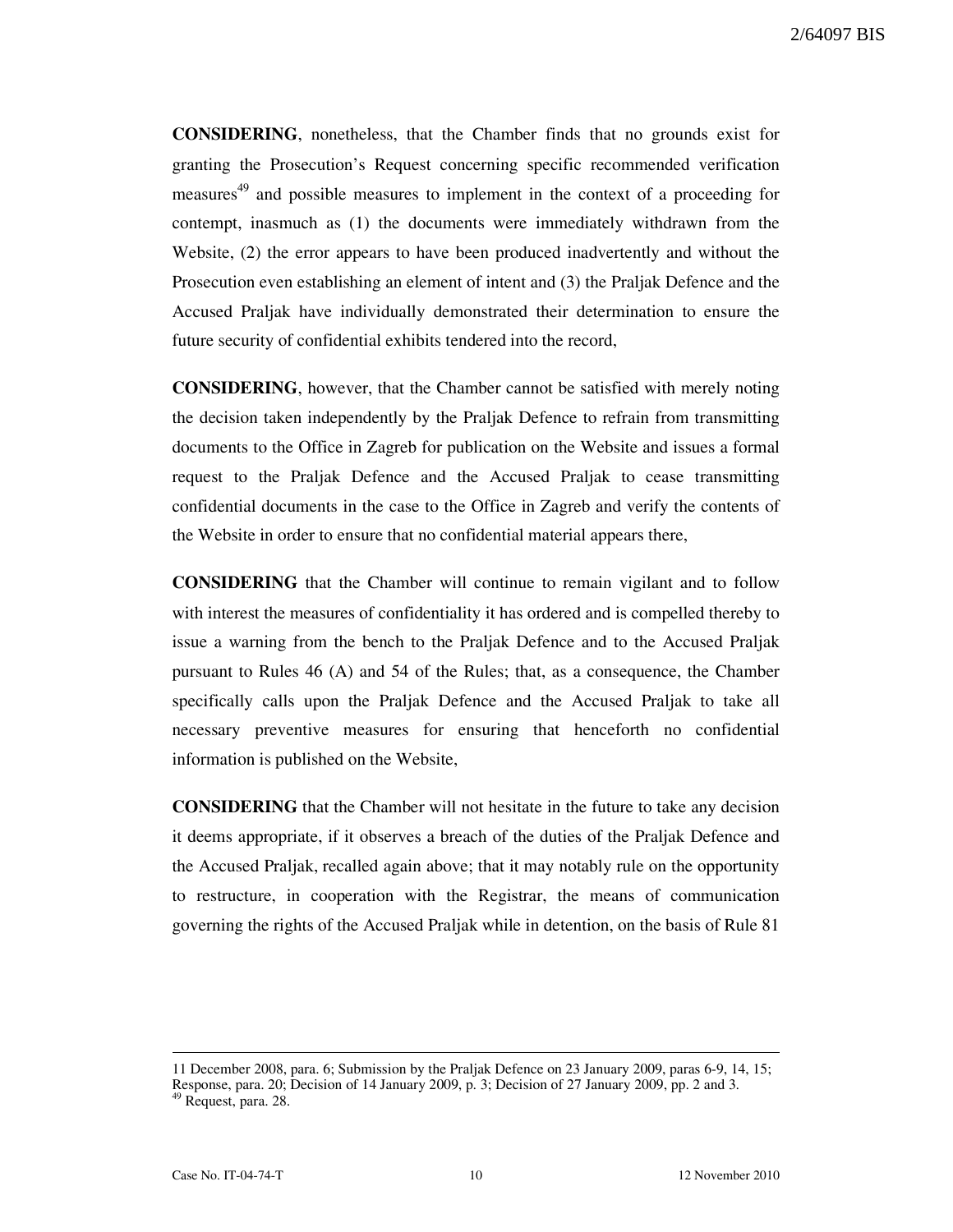**CONSIDERING**, nonetheless, that the Chamber finds that no grounds exist for granting the Prosecution's Request concerning specific recommended verification measures[49] and possible measures to implement in the context of a proceeding for contempt, inasmuch as (1) the documents were immediately withdrawn from the Website, (2) the error appears to have been produced inadvertently and without the Prosecution even establishing an element of intent and (3) the Praljak Defence and the Accused Praljak have individually demonstrated their determination to ensure the future security of confidential exhibits tendered into the record,

**CONSIDERING**, however, that the Chamber cannot be satisfied with merely noting the decision taken independently by the Praljak Defence to refrain from transmitting documents to the Office in Zagreb for publication on the Website and issues a formal request to the Praljak Defence and the Accused Praljak to cease transmitting confidential documents in the case to the Office in Zagreb and verify the contents of the Website in order to ensure that no confidential material appears there,

**CONSIDERING** that the Chamber will continue to remain vigilant and to follow with interest the measures of confidentiality it has ordered and is compelled thereby to issue a warning from the bench to the Praljak Defence and to the Accused Praljak pursuant to Rules 46 (A) and 54 of the Rules; that, as a consequence, the Chamber specifically calls upon the Praljak Defence and the Accused Praljak to take all necessary preventive measures for ensuring that henceforth no confidential information is published on the Website,

**CONSIDERING** that the Chamber will not hesitate in the future to take any decision it deems appropriate, if it observes a breach of the duties of the Praljak Defence and the Accused Praljak, recalled again above; that it may notably rule on the opportunity to restructure, in cooperation with the Registrar, the means of communication governing the rights of the Accused Praljak while in detention, on the basis of Rule 81

---

11 December 2008, para. 6; Submission by the Praljak Defence on 23 January 2009, paras 6-9, 14, 15; Response, para. 20; Decision of 14 January 2009, p. 3; Decision of 27 January 2009, pp. 2 and 3.

[49] Request, para. 28.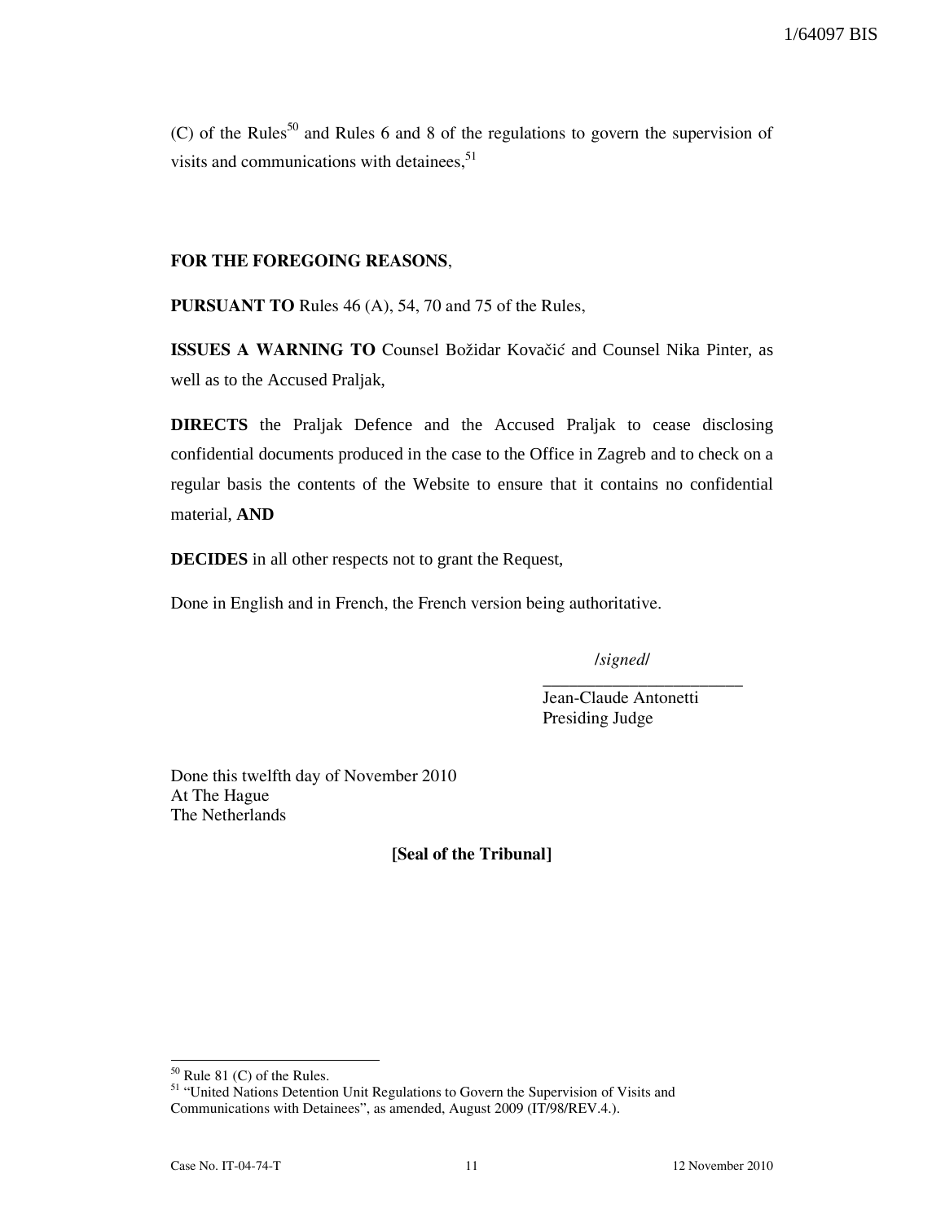(C) of the Rules[50] and Rules 6 and 8 of the regulations to govern the supervision of visits and communications with detainees,[51]

**FOR THE FOREGOING REASONS**,

**PURSUANT TO** Rules 46 (A), 54, 70 and 75 of the Rules,

**ISSUES A WARNING TO** Counsel Božidar Kovačić and Counsel Nika Pinter, as well as to the Accused Praljak,

**DIRECTS** the Praljak Defence and the Accused Praljak to cease disclosing confidential documents produced in the case to the Office in Zagreb and to check on a regular basis the contents of the Website to ensure that it contains no confidential material, **AND**

**DECIDES** in all other respects not to grant the Request,

Done in English and in French, the French version being authoritative.

/*signed*/

_______________________

Jean-Claude Antonetti
Presiding Judge

Done this twelfth day of November 2010
At The Hague
The Netherlands

**[Seal of the Tribunal]**

---

[50] Rule 81 (C) of the Rules.

[51] "United Nations Detention Unit Regulations to Govern the Supervision of Visits and Communications with Detainees", as amended, August 2009 (IT/98/REV.4.).